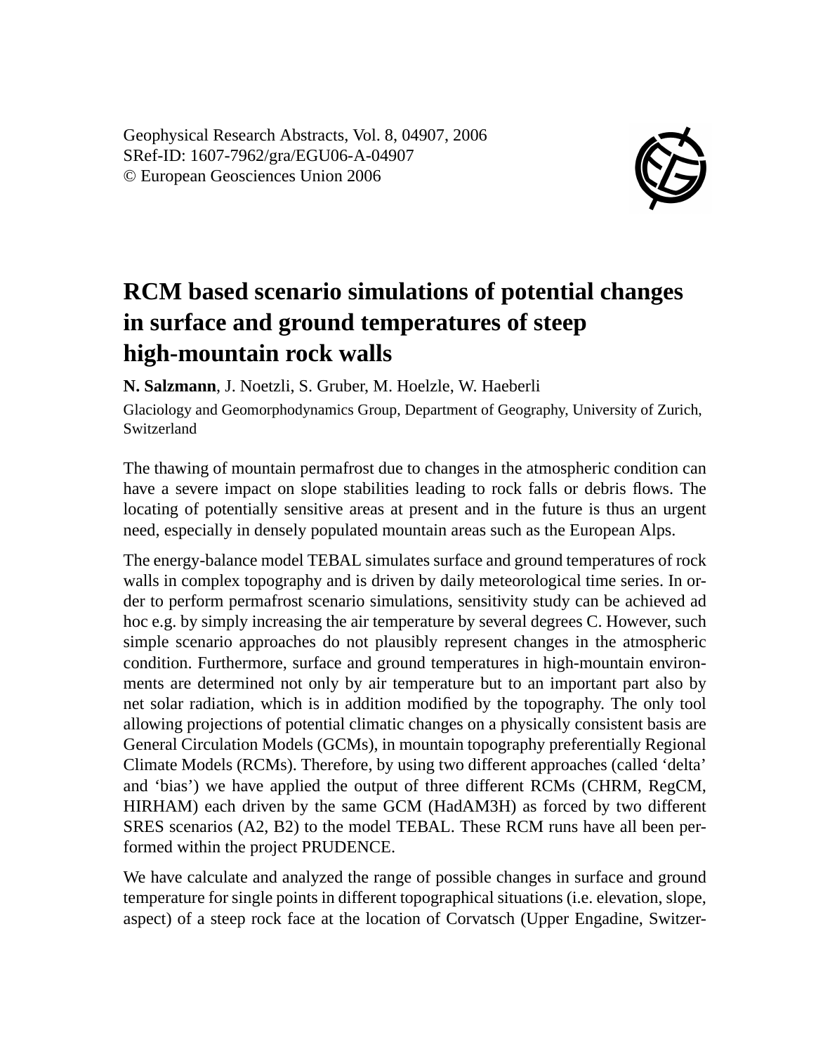Geophysical Research Abstracts, Vol. 8, 04907, 2006
SRef-ID: 1607-7962/gra/EGU06-A-04907
© European Geosciences Union 2006

# RCM based scenario simulations of potential changes in surface and ground temperatures of steep high-mountain rock walls

**N. Salzmann**, J. Noetzli, S. Gruber, M. Hoelzle, W. Haeberli

Glaciology and Geomorphodynamics Group, Department of Geography, University of Zurich, Switzerland

The thawing of mountain permafrost due to changes in the atmospheric condition can have a severe impact on slope stabilities leading to rock falls or debris flows. The locating of potentially sensitive areas at present and in the future is thus an urgent need, especially in densely populated mountain areas such as the European Alps.

The energy-balance model TEBAL simulates surface and ground temperatures of rock walls in complex topography and is driven by daily meteorological time series. In order to perform permafrost scenario simulations, sensitivity study can be achieved ad hoc e.g. by simply increasing the air temperature by several degrees C. However, such simple scenario approaches do not plausibly represent changes in the atmospheric condition. Furthermore, surface and ground temperatures in high-mountain environments are determined not only by air temperature but to an important part also by net solar radiation, which is in addition modified by the topography. The only tool allowing projections of potential climatic changes on a physically consistent basis are General Circulation Models (GCMs), in mountain topography preferentially Regional Climate Models (RCMs). Therefore, by using two different approaches (called 'delta' and 'bias') we have applied the output of three different RCMs (CHRM, RegCM, HIRHAM) each driven by the same GCM (HadAM3H) as forced by two different SRES scenarios (A2, B2) to the model TEBAL. These RCM runs have all been performed within the project PRUDENCE.

We have calculate and analyzed the range of possible changes in surface and ground temperature for single points in different topographical situations (i.e. elevation, slope, aspect) of a steep rock face at the location of Corvatsch (Upper Engadine, Switzer-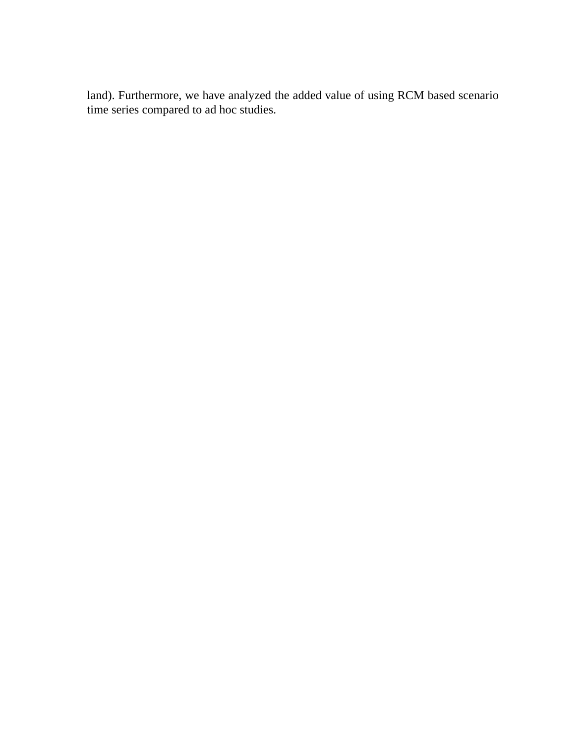land). Furthermore, we have analyzed the added value of using RCM based scenario time series compared to ad hoc studies.